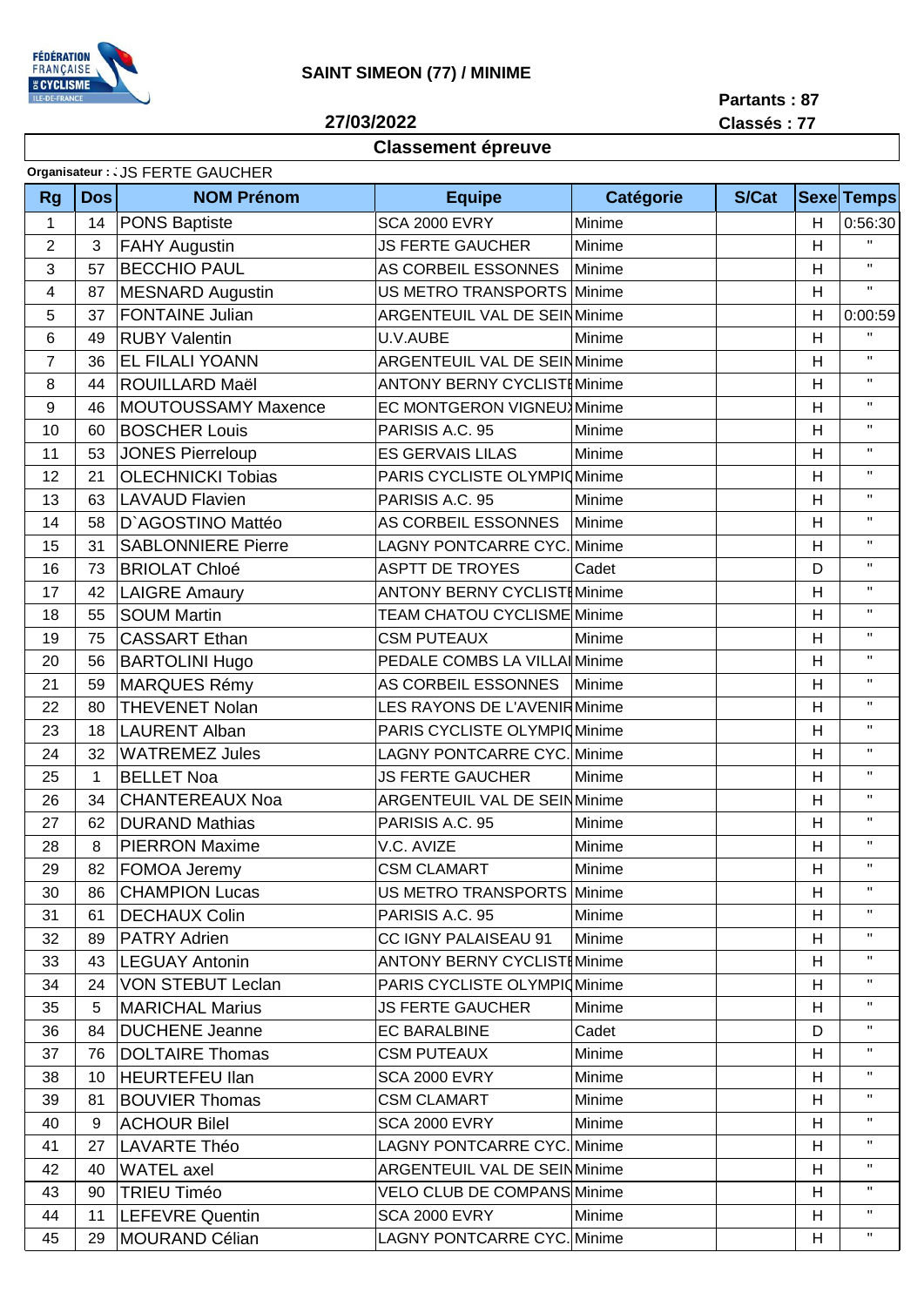FÉDÉRATION FRANÇAISE DE CYCLISME ILE-DE-FRANCE

# SAINT SIMEON (77) / MINIME

**27/03/2022**

**Partants : 87**
**Classés : 77**

## Classement épreuve

**Organisateur :** JS FERTE GAUCHER

| Rg | Dos | NOM Prénom | Equipe | Catégorie | S/Cat | Sexe | Temps |
|---|---|---|---|---|---|---|---|
| 1 | 14 | PONS Baptiste | SCA 2000 EVRY | Minime | | H | 0:56:30 |
| 2 | 3 | FAHY Augustin | JS FERTE GAUCHER | Minime | | H | " |
| 3 | 57 | BECCHIO PAUL | AS CORBEIL ESSONNES | Minime | | H | " |
| 4 | 87 | MESNARD Augustin | US METRO TRANSPORTS | Minime | | H | " |
| 5 | 37 | FONTAINE Julian | ARGENTEUIL VAL DE SEIN | Minime | | H | 0:00:59 |
| 6 | 49 | RUBY Valentin | U.V.AUBE | Minime | | H | " |
| 7 | 36 | EL FILALI YOANN | ARGENTEUIL VAL DE SEIN | Minime | | H | " |
| 8 | 44 | ROUILLARD Maël | ANTONY BERNY CYCLISTE | Minime | | H | " |
| 9 | 46 | MOUTOUSSAMY Maxence | EC MONTGERON VIGNEUX | Minime | | H | " |
| 10 | 60 | BOSCHER Louis | PARISIS A.C. 95 | Minime | | H | " |
| 11 | 53 | JONES Pierreloup | ES GERVAIS LILAS | Minime | | H | " |
| 12 | 21 | OLECHNICKI Tobias | PARIS CYCLISTE OLYMPIQ | Minime | | H | " |
| 13 | 63 | LAVAUD Flavien | PARISIS A.C. 95 | Minime | | H | " |
| 14 | 58 | D`AGOSTINO Mattéo | AS CORBEIL ESSONNES | Minime | | H | " |
| 15 | 31 | SABLONNIERE Pierre | LAGNY PONTCARRE CYC. | Minime | | H | " |
| 16 | 73 | BRIOLAT Chloé | ASPTT DE TROYES | Cadet | | D | " |
| 17 | 42 | LAIGRE Amaury | ANTONY BERNY CYCLISTE | Minime | | H | " |
| 18 | 55 | SOUM Martin | TEAM CHATOU CYCLISME | Minime | | H | " |
| 19 | 75 | CASSART Ethan | CSM PUTEAUX | Minime | | H | " |
| 20 | 56 | BARTOLINI Hugo | PEDALE COMBS LA VILLAI | Minime | | H | " |
| 21 | 59 | MARQUES Rémy | AS CORBEIL ESSONNES | Minime | | H | " |
| 22 | 80 | THEVENET Nolan | LES RAYONS DE L'AVENIR | Minime | | H | " |
| 23 | 18 | LAURENT Alban | PARIS CYCLISTE OLYMPIQ | Minime | | H | " |
| 24 | 32 | WATREMEZ Jules | LAGNY PONTCARRE CYC. | Minime | | H | " |
| 25 | 1 | BELLET Noa | JS FERTE GAUCHER | Minime | | H | " |
| 26 | 34 | CHANTEREAUX Noa | ARGENTEUIL VAL DE SEIN | Minime | | H | " |
| 27 | 62 | DURAND Mathias | PARISIS A.C. 95 | Minime | | H | " |
| 28 | 8 | PIERRON Maxime | V.C. AVIZE | Minime | | H | " |
| 29 | 82 | FOMOA Jeremy | CSM CLAMART | Minime | | H | " |
| 30 | 86 | CHAMPION Lucas | US METRO TRANSPORTS | Minime | | H | " |
| 31 | 61 | DECHAUX Colin | PARISIS A.C. 95 | Minime | | H | " |
| 32 | 89 | PATRY Adrien | CC IGNY PALAISEAU 91 | Minime | | H | " |
| 33 | 43 | LEGUAY Antonin | ANTONY BERNY CYCLISTE | Minime | | H | " |
| 34 | 24 | VON STEBUT Leclan | PARIS CYCLISTE OLYMPIQ | Minime | | H | " |
| 35 | 5 | MARICHAL Marius | JS FERTE GAUCHER | Minime | | H | " |
| 36 | 84 | DUCHENE Jeanne | EC BARALBINE | Cadet | | D | " |
| 37 | 76 | DOLTAIRE Thomas | CSM PUTEAUX | Minime | | H | " |
| 38 | 10 | HEURTEFEU Ilan | SCA 2000 EVRY | Minime | | H | " |
| 39 | 81 | BOUVIER Thomas | CSM CLAMART | Minime | | H | " |
| 40 | 9 | ACHOUR Bilel | SCA 2000 EVRY | Minime | | H | " |
| 41 | 27 | LAVARTE Théo | LAGNY PONTCARRE CYC. | Minime | | H | " |
| 42 | 40 | WATEL axel | ARGENTEUIL VAL DE SEIN | Minime | | H | " |
| 43 | 90 | TRIEU Timéo | VELO CLUB DE COMPANS | Minime | | H | " |
| 44 | 11 | LEFEVRE Quentin | SCA 2000 EVRY | Minime | | H | " |
| 45 | 29 | MOURAND Célian | LAGNY PONTCARRE CYC. | Minime | | H | " |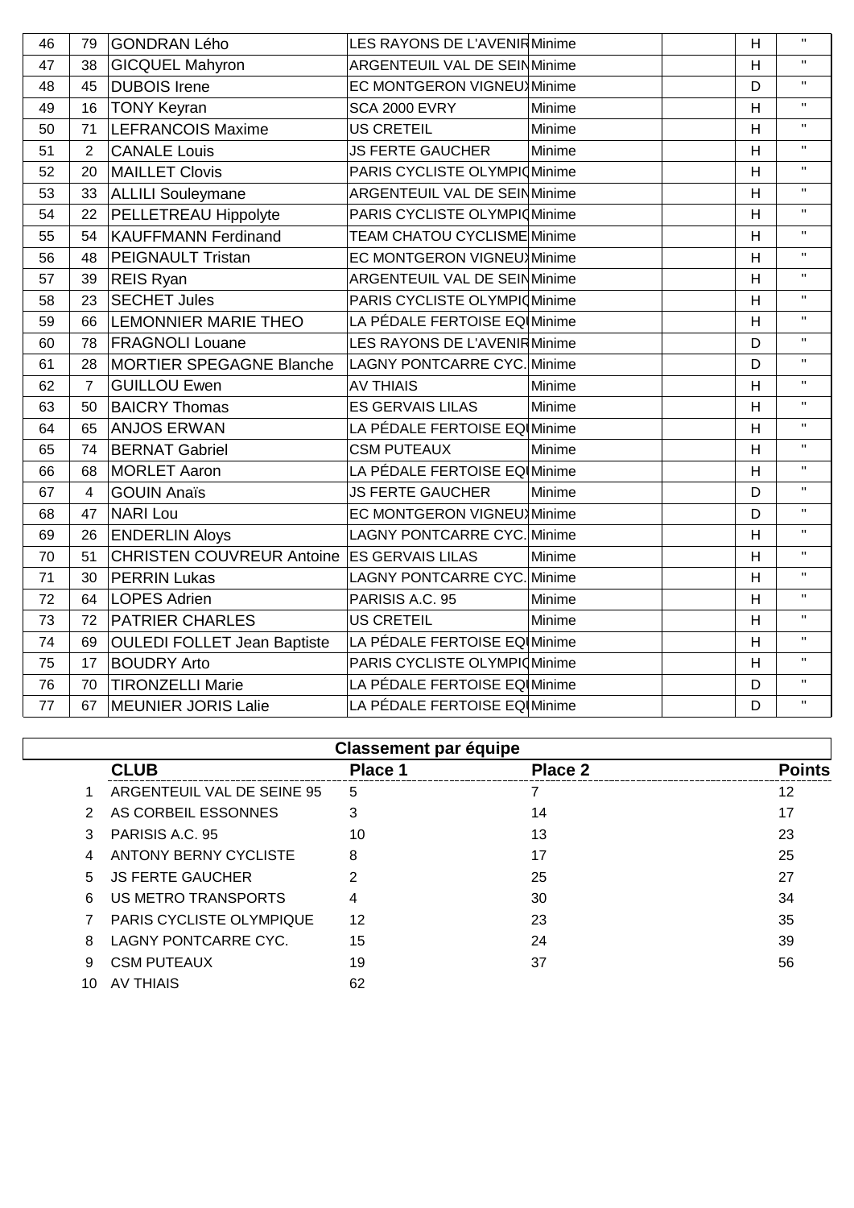| | | | | | | | |
|---|---|---|---|---|---|---|---|
| 46 | 79 | GONDRAN Lého | LES RAYONS DE L'AVENIR | Minime | | H | " |
| 47 | 38 | GICQUEL Mahyron | ARGENTEUIL VAL DE SEIN | Minime | | H | " |
| 48 | 45 | DUBOIS Irene | EC MONTGERON VIGNEUX | Minime | | D | " |
| 49 | 16 | TONY Keyran | SCA 2000 EVRY | Minime | | H | " |
| 50 | 71 | LEFRANCOIS Maxime | US CRETEIL | Minime | | H | " |
| 51 | 2 | CANALE Louis | JS FERTE GAUCHER | Minime | | H | " |
| 52 | 20 | MAILLET Clovis | PARIS CYCLISTE OLYMPIQ | Minime | | H | " |
| 53 | 33 | ALLILI Souleymane | ARGENTEUIL VAL DE SEIN | Minime | | H | " |
| 54 | 22 | PELLETREAU Hippolyte | PARIS CYCLISTE OLYMPIQ | Minime | | H | " |
| 55 | 54 | KAUFFMANN Ferdinand | TEAM CHATOU CYCLISME | Minime | | H | " |
| 56 | 48 | PEIGNAULT Tristan | EC MONTGERON VIGNEUX | Minime | | H | " |
| 57 | 39 | REIS Ryan | ARGENTEUIL VAL DE SEIN | Minime | | H | " |
| 58 | 23 | SECHET Jules | PARIS CYCLISTE OLYMPIQ | Minime | | H | " |
| 59 | 66 | LEMONNIER MARIE THEO | LA PÉDALE FERTOISE EQU | Minime | | H | " |
| 60 | 78 | FRAGNOLI Louane | LES RAYONS DE L'AVENIR | Minime | | D | " |
| 61 | 28 | MORTIER SPEGAGNE Blanche | LAGNY PONTCARRE CYC. | Minime | | D | " |
| 62 | 7 | GUILLOU Ewen | AV THIAIS | Minime | | H | " |
| 63 | 50 | BAICRY Thomas | ES GERVAIS LILAS | Minime | | H | " |
| 64 | 65 | ANJOS ERWAN | LA PÉDALE FERTOISE EQU | Minime | | H | " |
| 65 | 74 | BERNAT Gabriel | CSM PUTEAUX | Minime | | H | " |
| 66 | 68 | MORLET Aaron | LA PÉDALE FERTOISE EQU | Minime | | H | " |
| 67 | 4 | GOUIN Anaïs | JS FERTE GAUCHER | Minime | | D | " |
| 68 | 47 | NARI Lou | EC MONTGERON VIGNEUX | Minime | | D | " |
| 69 | 26 | ENDERLIN Aloys | LAGNY PONTCARRE CYC. | Minime | | H | " |
| 70 | 51 | CHRISTEN COUVREUR Antoine | ES GERVAIS LILAS | Minime | | H | " |
| 71 | 30 | PERRIN Lukas | LAGNY PONTCARRE CYC. | Minime | | H | " |
| 72 | 64 | LOPES Adrien | PARISIS A.C. 95 | Minime | | H | " |
| 73 | 72 | PATRIER CHARLES | US CRETEIL | Minime | | H | " |
| 74 | 69 | OULEDI FOLLET Jean Baptiste | LA PÉDALE FERTOISE EQU | Minime | | H | " |
| 75 | 17 | BOUDRY Arto | PARIS CYCLISTE OLYMPIQ | Minime | | H | " |
| 76 | 70 | TIRONZELLI Marie | LA PÉDALE FERTOISE EQU | Minime | | D | " |
| 77 | 67 | MEUNIER JORIS Lalie | LA PÉDALE FERTOISE EQU | Minime | | D | " |

## Classement par équipe

| | CLUB | Place 1 | Place 2 | Points |
|---|---|---|---|---|
| 1 | ARGENTEUIL VAL DE SEINE 95 | 5 | 7 | 12 |
| 2 | AS CORBEIL ESSONNES | 3 | 14 | 17 |
| 3 | PARISIS A.C. 95 | 10 | 13 | 23 |
| 4 | ANTONY BERNY CYCLISTE | 8 | 17 | 25 |
| 5 | JS FERTE GAUCHER | 2 | 25 | 27 |
| 6 | US METRO TRANSPORTS | 4 | 30 | 34 |
| 7 | PARIS CYCLISTE OLYMPIQUE | 12 | 23 | 35 |
| 8 | LAGNY PONTCARRE CYC. | 15 | 24 | 39 |
| 9 | CSM PUTEAUX | 19 | 37 | 56 |
| 10 | AV THIAIS | 62 | | |